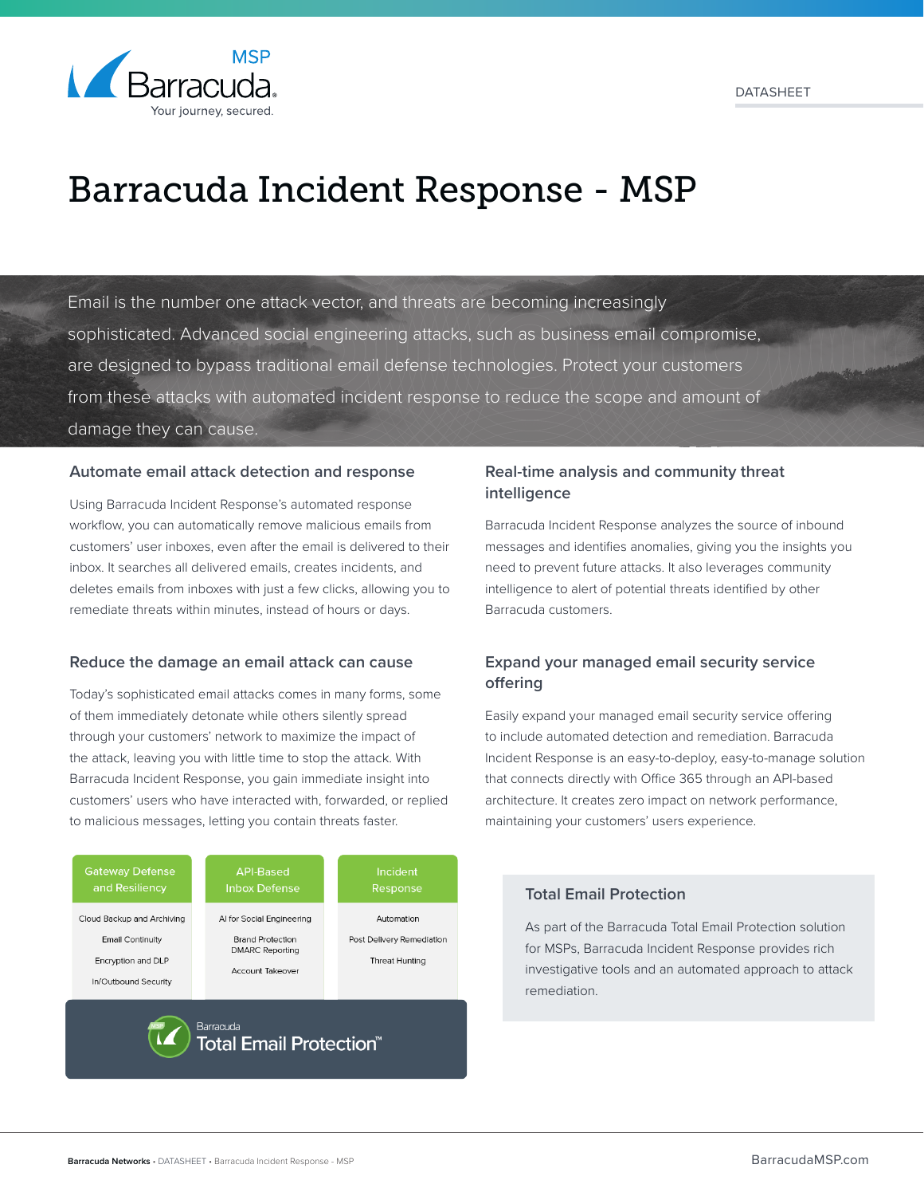DATASHEET

# Barracuda Incident Response - MSP

Email is the number one attack vector, and threats are becoming increasingly sophisticated. Advanced social engineering attacks, such as business email compromise, are designed to bypass traditional email defense technologies. Protect your customers from these attacks with automated incident response to reduce the scope and amount of damage they can cause.

### Automate email attack detection and response

Using Barracuda Incident Response's automated response workflow, you can automatically remove malicious emails from customers' user inboxes, even after the email is delivered to their inbox. It searches all delivered emails, creates incidents, and deletes emails from inboxes with just a few clicks, allowing you to remediate threats within minutes, instead of hours or days.

### Reduce the damage an email attack can cause

Today's sophisticated email attacks comes in many forms, some of them immediately detonate while others silently spread through your customers' network to maximize the impact of the attack, leaving you with little time to stop the attack. With Barracuda Incident Response, you gain immediate insight into customers' users who have interacted with, forwarded, or replied to malicious messages, letting you contain threats faster.

| Gateway Defense and Resiliency | API-Based Inbox Defense | Incident Response |
| --- | --- | --- |
| Cloud Backup and Archiving | AI for Social Engineering | Automation |
| Email Continuity | Brand Protection DMARC Reporting | Post Delivery Remediation |
| Encryption and DLP | Account Takeover | Threat Hunting |
| In/Outbound Security | | |

Barracuda Total Email Protection™

### Real-time analysis and community threat intelligence

Barracuda Incident Response analyzes the source of inbound messages and identifies anomalies, giving you the insights you need to prevent future attacks. It also leverages community intelligence to alert of potential threats identified by other Barracuda customers.

### Expand your managed email security service offering

Easily expand your managed email security service offering to include automated detection and remediation. Barracuda Incident Response is an easy-to-deploy, easy-to-manage solution that connects directly with Office 365 through an API-based architecture. It creates zero impact on network performance, maintaining your customers' users experience.

### Total Email Protection

As part of the Barracuda Total Email Protection solution for MSPs, Barracuda Incident Response provides rich investigative tools and an automated approach to attack remediation.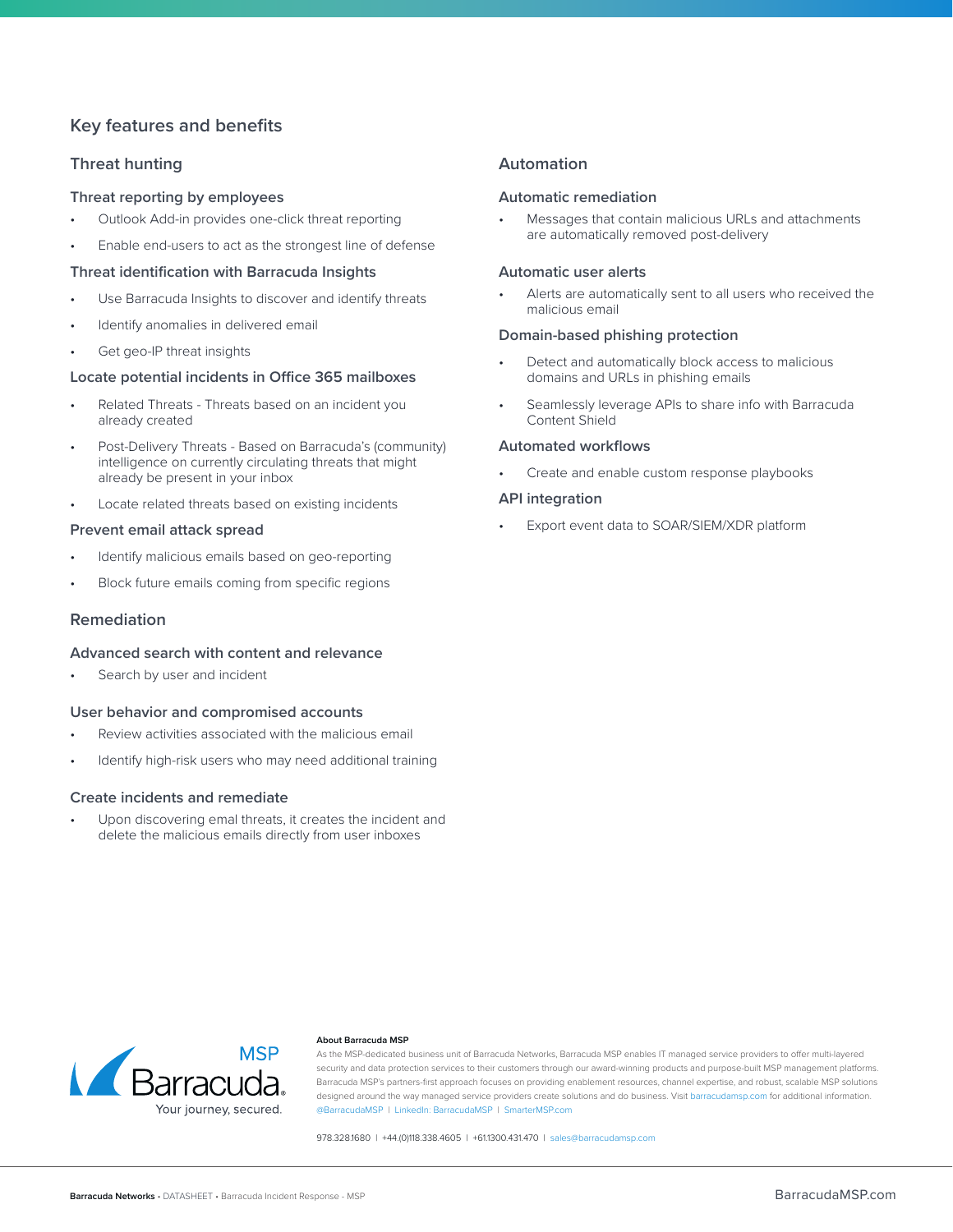## Key features and benefits

### Threat hunting

#### Threat reporting by employees

- Outlook Add-in provides one-click threat reporting
- Enable end-users to act as the strongest line of defense

#### Threat identification with Barracuda Insights

- Use Barracuda Insights to discover and identify threats
- Identify anomalies in delivered email
- Get geo-IP threat insights

#### Locate potential incidents in Office 365 mailboxes

- Related Threats - Threats based on an incident you already created
- Post-Delivery Threats - Based on Barracuda's (community) intelligence on currently circulating threats that might already be present in your inbox
- Locate related threats based on existing incidents

#### Prevent email attack spread

- Identify malicious emails based on geo-reporting
- Block future emails coming from specific regions

### Remediation

#### Advanced search with content and relevance

- Search by user and incident

#### User behavior and compromised accounts

- Review activities associated with the malicious email
- Identify high-risk users who may need additional training

#### Create incidents and remediate

- Upon discovering emal threats, it creates the incident and delete the malicious emails directly from user inboxes

### Automation

#### Automatic remediation

- Messages that contain malicious URLs and attachments are automatically removed post-delivery

#### Automatic user alerts

- Alerts are automatically sent to all users who received the malicious email

#### Domain-based phishing protection

- Detect and automatically block access to malicious domains and URLs in phishing emails
- Seamlessly leverage APIs to share info with Barracuda Content Shield

#### Automated workflows

- Create and enable custom response playbooks

#### API integration

- Export event data to SOAR/SIEM/XDR platform

MSP Barracuda
Your journey, secured.

**About Barracuda MSP**

As the MSP-dedicated business unit of Barracuda Networks, Barracuda MSP enables IT managed service providers to offer multi-layered security and data protection services to their customers through our award-winning products and purpose-built MSP management platforms. Barracuda MSP's partners-first approach focuses on providing enablement resources, channel expertise, and robust, scalable MSP solutions designed around the way managed service providers create solutions and do business. Visit barracudamsp.com for additional information.
@BarracudaMSP | LinkedIn: BarracudaMSP | SmarterMSP.com

978.328.1680 | +44.(0)118.338.4605 | +61.1300.431.470 | sales@barracudamsp.com